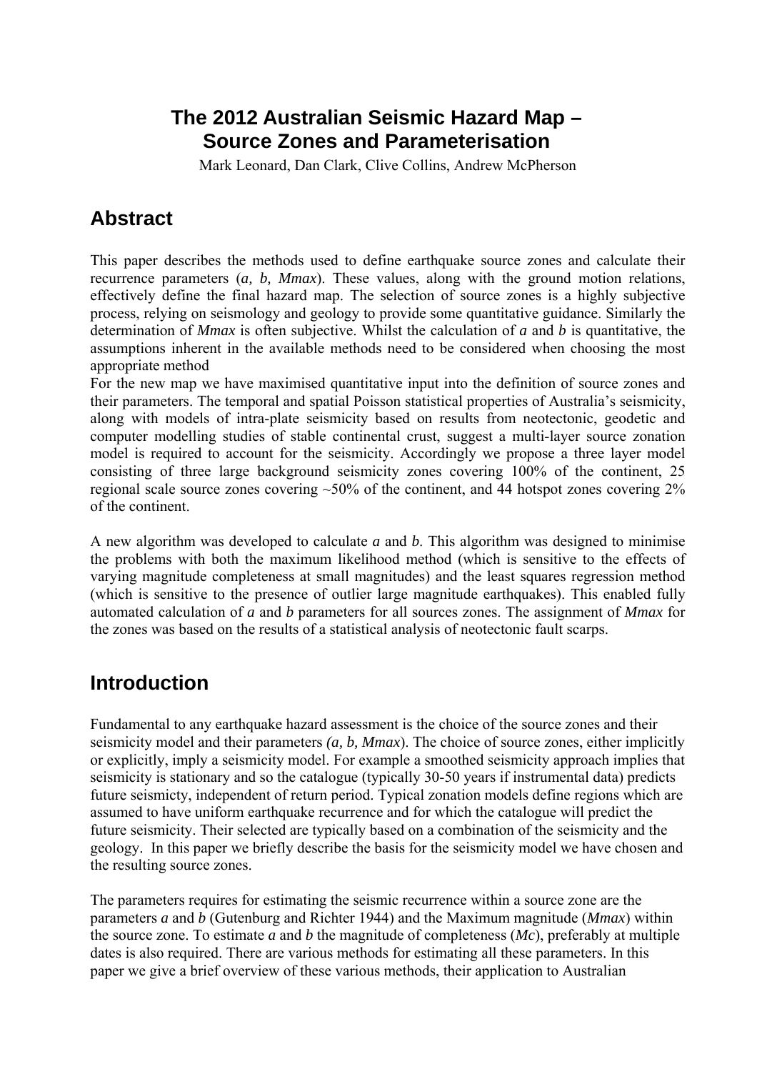# The 2012 Australian Seismic Hazard Map – Source Zones and Parameterisation

Mark Leonard, Dan Clark, Clive Collins, Andrew McPherson

## Abstract

This paper describes the methods used to define earthquake source zones and calculate their recurrence parameters (*a, b, Mmax*). These values, along with the ground motion relations, effectively define the final hazard map. The selection of source zones is a highly subjective process, relying on seismology and geology to provide some quantitative guidance. Similarly the determination of *Mmax* is often subjective. Whilst the calculation of *a* and *b* is quantitative, the assumptions inherent in the available methods need to be considered when choosing the most appropriate method

For the new map we have maximised quantitative input into the definition of source zones and their parameters. The temporal and spatial Poisson statistical properties of Australia's seismicity, along with models of intra-plate seismicity based on results from neotectonic, geodetic and computer modelling studies of stable continental crust, suggest a multi-layer source zonation model is required to account for the seismicity. Accordingly we propose a three layer model consisting of three large background seismicity zones covering 100% of the continent, 25 regional scale source zones covering ~50% of the continent, and 44 hotspot zones covering 2% of the continent.

A new algorithm was developed to calculate *a* and *b*. This algorithm was designed to minimise the problems with both the maximum likelihood method (which is sensitive to the effects of varying magnitude completeness at small magnitudes) and the least squares regression method (which is sensitive to the presence of outlier large magnitude earthquakes). This enabled fully automated calculation of *a* and *b* parameters for all sources zones. The assignment of *Mmax* for the zones was based on the results of a statistical analysis of neotectonic fault scarps.

## Introduction

Fundamental to any earthquake hazard assessment is the choice of the source zones and their seismicity model and their parameters *(a, b, Mmax*). The choice of source zones, either implicitly or explicitly, imply a seismicity model. For example a smoothed seismicity approach implies that seismicity is stationary and so the catalogue (typically 30-50 years if instrumental data) predicts future seismicty, independent of return period. Typical zonation models define regions which are assumed to have uniform earthquake recurrence and for which the catalogue will predict the future seismicity. Their selected are typically based on a combination of the seismicity and the geology. In this paper we briefly describe the basis for the seismicity model we have chosen and the resulting source zones.

The parameters requires for estimating the seismic recurrence within a source zone are the parameters *a* and *b* (Gutenburg and Richter 1944) and the Maximum magnitude (*Mmax*) within the source zone. To estimate *a* and *b* the magnitude of completeness (*Mc*), preferably at multiple dates is also required. There are various methods for estimating all these parameters. In this paper we give a brief overview of these various methods, their application to Australian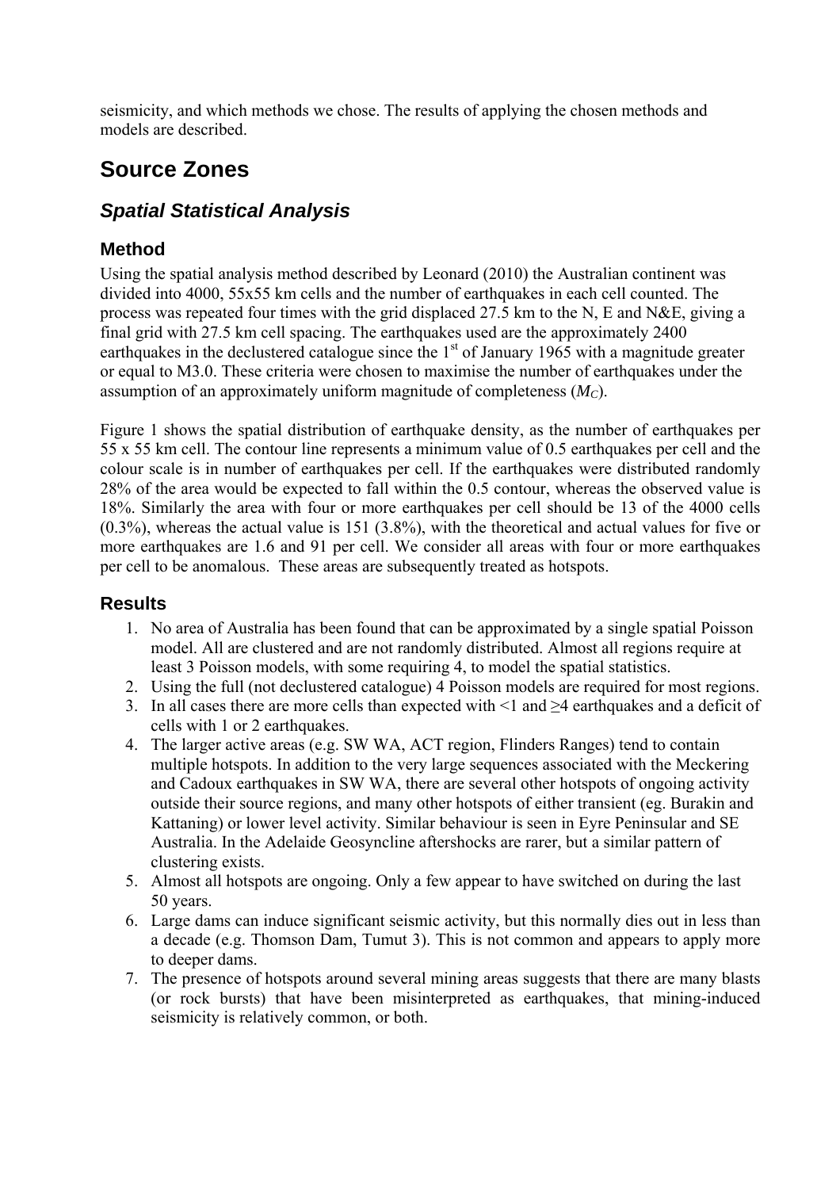seismicity, and which methods we chose. The results of applying the chosen methods and models are described.

# Source Zones

## *Spatial Statistical Analysis*

### Method

Using the spatial analysis method described by Leonard (2010) the Australian continent was divided into 4000, 55x55 km cells and the number of earthquakes in each cell counted. The process was repeated four times with the grid displaced 27.5 km to the N, E and N&E, giving a final grid with 27.5 km cell spacing. The earthquakes used are the approximately 2400 earthquakes in the declustered catalogue since the 1st of January 1965 with a magnitude greater or equal to M3.0. These criteria were chosen to maximise the number of earthquakes under the assumption of an approximately uniform magnitude of completeness ($M_C$).

Figure 1 shows the spatial distribution of earthquake density, as the number of earthquakes per 55 x 55 km cell. The contour line represents a minimum value of 0.5 earthquakes per cell and the colour scale is in number of earthquakes per cell. If the earthquakes were distributed randomly 28% of the area would be expected to fall within the 0.5 contour, whereas the observed value is 18%. Similarly the area with four or more earthquakes per cell should be 13 of the 4000 cells (0.3%), whereas the actual value is 151 (3.8%), with the theoretical and actual values for five or more earthquakes are 1.6 and 91 per cell. We consider all areas with four or more earthquakes per cell to be anomalous. These areas are subsequently treated as hotspots.

### Results

1. No area of Australia has been found that can be approximated by a single spatial Poisson model. All are clustered and are not randomly distributed. Almost all regions require at least 3 Poisson models, with some requiring 4, to model the spatial statistics.
2. Using the full (not declustered catalogue) 4 Poisson models are required for most regions.
3. In all cases there are more cells than expected with <1 and ≥4 earthquakes and a deficit of cells with 1 or 2 earthquakes.
4. The larger active areas (e.g. SW WA, ACT region, Flinders Ranges) tend to contain multiple hotspots. In addition to the very large sequences associated with the Meckering and Cadoux earthquakes in SW WA, there are several other hotspots of ongoing activity outside their source regions, and many other hotspots of either transient (eg. Burakin and Kattaning) or lower level activity. Similar behaviour is seen in Eyre Peninsular and SE Australia. In the Adelaide Geosyncline aftershocks are rarer, but a similar pattern of clustering exists.
5. Almost all hotspots are ongoing. Only a few appear to have switched on during the last 50 years.
6. Large dams can induce significant seismic activity, but this normally dies out in less than a decade (e.g. Thomson Dam, Tumut 3). This is not common and appears to apply more to deeper dams.
7. The presence of hotspots around several mining areas suggests that there are many blasts (or rock bursts) that have been misinterpreted as earthquakes, that mining-induced seismicity is relatively common, or both.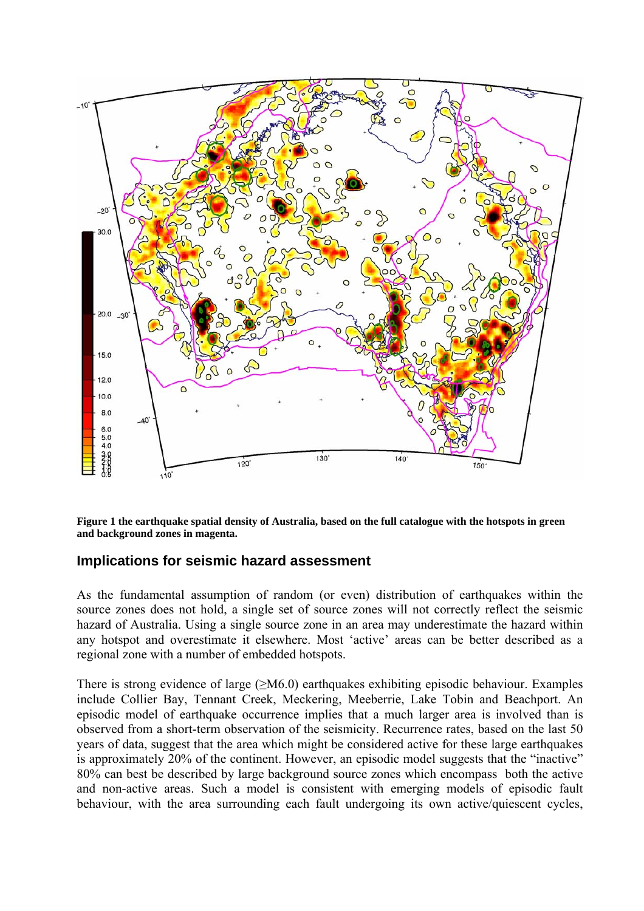**Figure 1 the earthquake spatial density of Australia, based on the full catalogue with the hotspots in green and background zones in magenta.**

## Implications for seismic hazard assessment

As the fundamental assumption of random (or even) distribution of earthquakes within the source zones does not hold, a single set of source zones will not correctly reflect the seismic hazard of Australia. Using a single source zone in an area may underestimate the hazard within any hotspot and overestimate it elsewhere. Most 'active' areas can be better described as a regional zone with a number of embedded hotspots.

There is strong evidence of large (≥M6.0) earthquakes exhibiting episodic behaviour. Examples include Collier Bay, Tennant Creek, Meckering, Meeberrie, Lake Tobin and Beachport. An episodic model of earthquake occurrence implies that a much larger area is involved than is observed from a short-term observation of the seismicity. Recurrence rates, based on the last 50 years of data, suggest that the area which might be considered active for these large earthquakes is approximately 20% of the continent. However, an episodic model suggests that the "inactive" 80% can best be described by large background source zones which encompass both the active and non-active areas. Such a model is consistent with emerging models of episodic fault behaviour, with the area surrounding each fault undergoing its own active/quiescent cycles,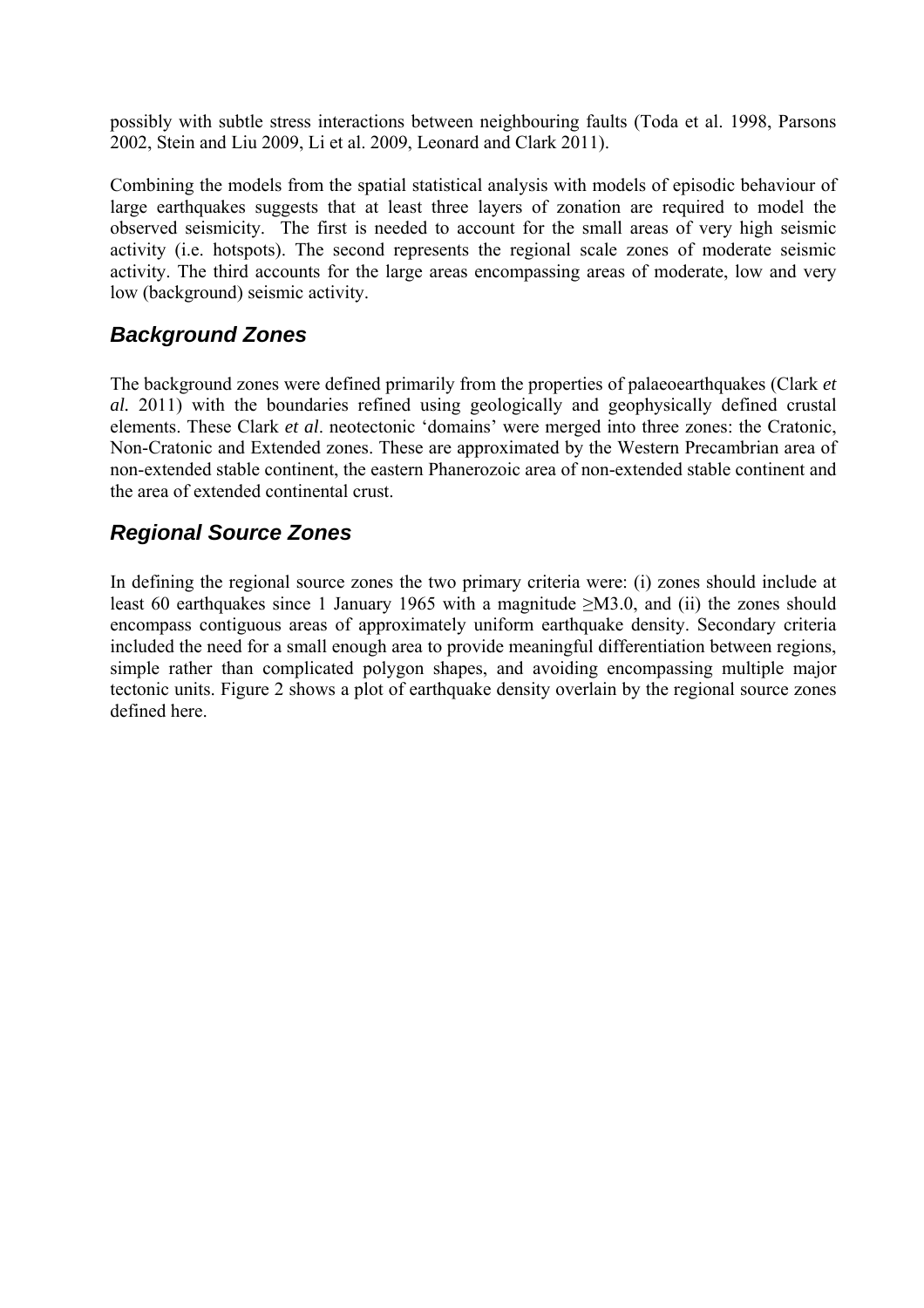possibly with subtle stress interactions between neighbouring faults (Toda et al. 1998, Parsons 2002, Stein and Liu 2009, Li et al. 2009, Leonard and Clark 2011).

Combining the models from the spatial statistical analysis with models of episodic behaviour of large earthquakes suggests that at least three layers of zonation are required to model the observed seismicity. The first is needed to account for the small areas of very high seismic activity (i.e. hotspots). The second represents the regional scale zones of moderate seismic activity. The third accounts for the large areas encompassing areas of moderate, low and very low (background) seismic activity.

## *Background Zones*

The background zones were defined primarily from the properties of palaeoearthquakes (Clark *et al.* 2011) with the boundaries refined using geologically and geophysically defined crustal elements. These Clark *et al*. neotectonic 'domains' were merged into three zones: the Cratonic, Non-Cratonic and Extended zones. These are approximated by the Western Precambrian area of non-extended stable continent, the eastern Phanerozoic area of non-extended stable continent and the area of extended continental crust.

## *Regional Source Zones*

In defining the regional source zones the two primary criteria were: (i) zones should include at least 60 earthquakes since 1 January 1965 with a magnitude ≥M3.0, and (ii) the zones should encompass contiguous areas of approximately uniform earthquake density. Secondary criteria included the need for a small enough area to provide meaningful differentiation between regions, simple rather than complicated polygon shapes, and avoiding encompassing multiple major tectonic units. Figure 2 shows a plot of earthquake density overlain by the regional source zones defined here.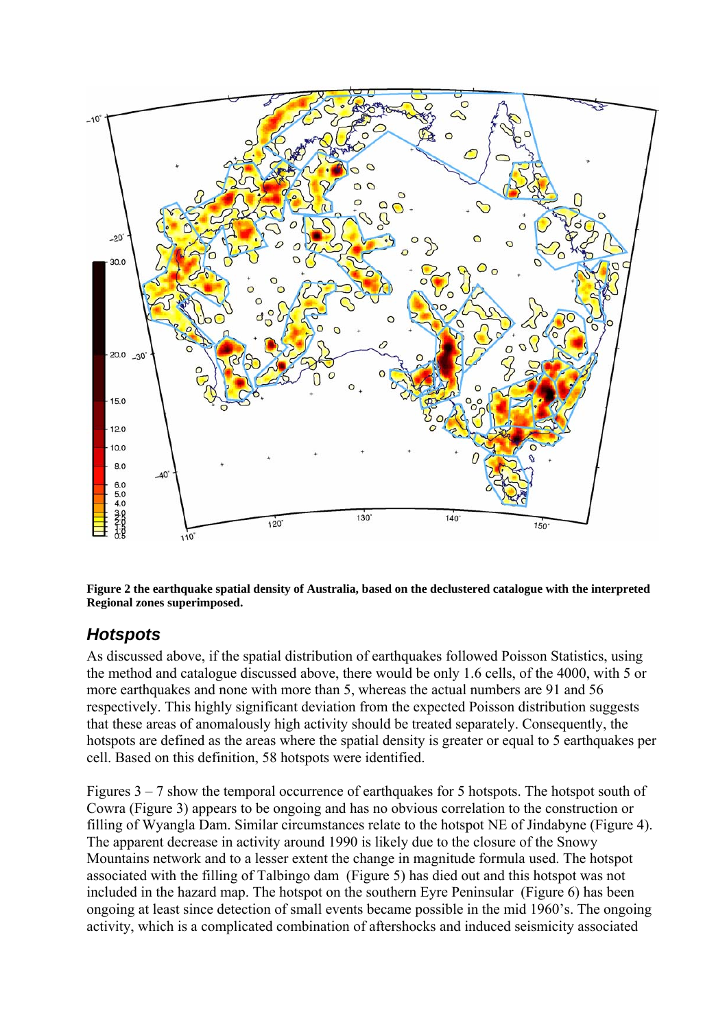**Figure 2 the earthquake spatial density of Australia, based on the declustered catalogue with the interpreted Regional zones superimposed.**

## *Hotspots*

As discussed above, if the spatial distribution of earthquakes followed Poisson Statistics, using the method and catalogue discussed above, there would be only 1.6 cells, of the 4000, with 5 or more earthquakes and none with more than 5, whereas the actual numbers are 91 and 56 respectively. This highly significant deviation from the expected Poisson distribution suggests that these areas of anomalously high activity should be treated separately. Consequently, the hotspots are defined as the areas where the spatial density is greater or equal to 5 earthquakes per cell. Based on this definition, 58 hotspots were identified.

Figures 3 – 7 show the temporal occurrence of earthquakes for 5 hotspots. The hotspot south of Cowra (Figure 3) appears to be ongoing and has no obvious correlation to the construction or filling of Wyangla Dam. Similar circumstances relate to the hotspot NE of Jindabyne (Figure 4). The apparent decrease in activity around 1990 is likely due to the closure of the Snowy Mountains network and to a lesser extent the change in magnitude formula used. The hotspot associated with the filling of Talbingo dam (Figure 5) has died out and this hotspot was not included in the hazard map. The hotspot on the southern Eyre Peninsular (Figure 6) has been ongoing at least since detection of small events became possible in the mid 1960's. The ongoing activity, which is a complicated combination of aftershocks and induced seismicity associated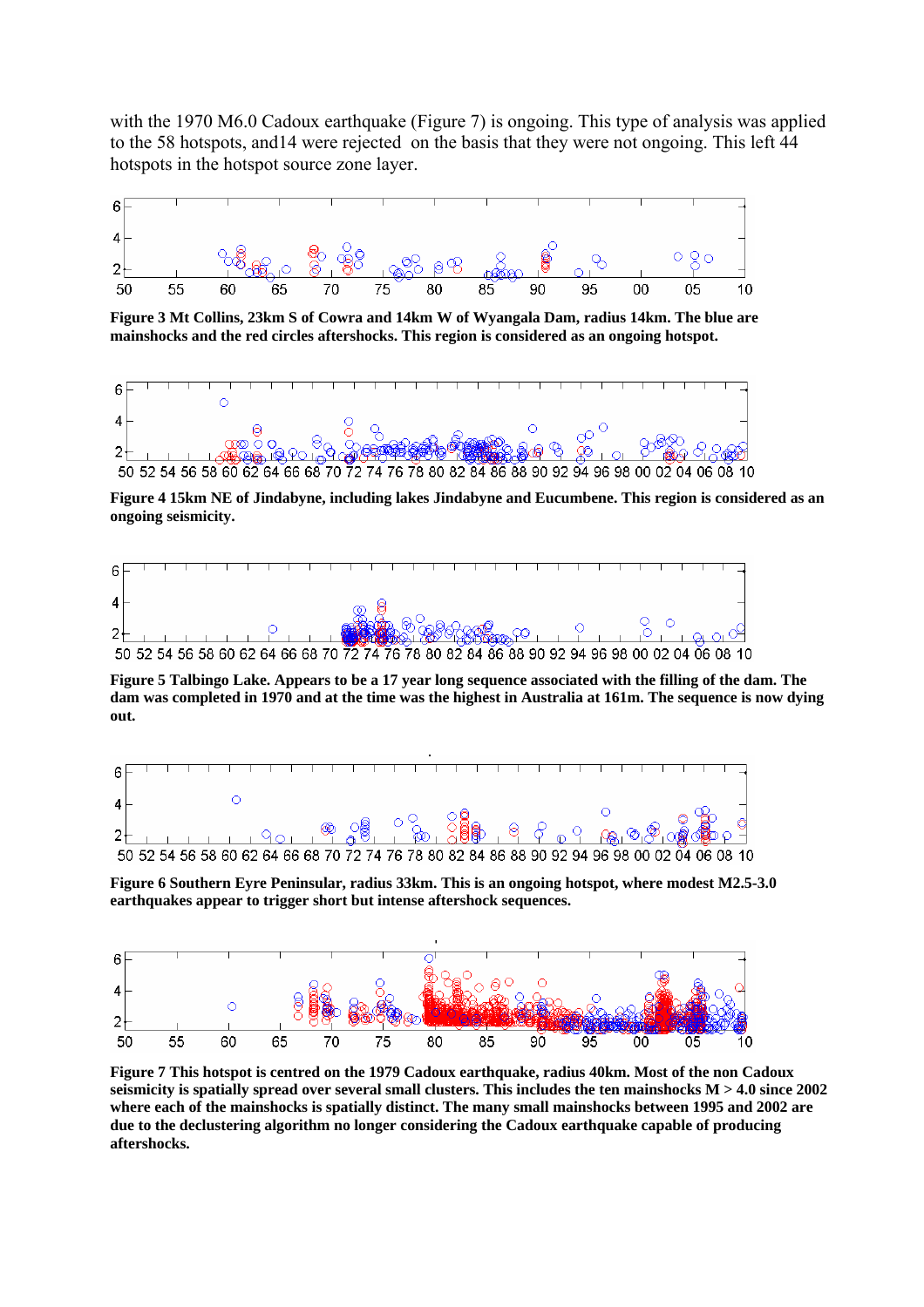with the 1970 M6.0 Cadoux earthquake (Figure 7) is ongoing. This type of analysis was applied to the 58 hotspots, and14 were rejected on the basis that they were not ongoing. This left 44 hotspots in the hotspot source zone layer.

**Figure 3 Mt Collins, 23km S of Cowra and 14km W of Wyangala Dam, radius 14km. The blue are mainshocks and the red circles aftershocks. This region is considered as an ongoing hotspot.**

**Figure 4 15km NE of Jindabyne, including lakes Jindabyne and Eucumbene. This region is considered as an ongoing seismicity.**

**Figure 5 Talbingo Lake. Appears to be a 17 year long sequence associated with the filling of the dam. The dam was completed in 1970 and at the time was the highest in Australia at 161m. The sequence is now dying out.**

**Figure 6 Southern Eyre Peninsular, radius 33km. This is an ongoing hotspot, where modest M2.5-3.0 earthquakes appear to trigger short but intense aftershock sequences.**

**Figure 7 This hotspot is centred on the 1979 Cadoux earthquake, radius 40km. Most of the non Cadoux seismicity is spatially spread over several small clusters. This includes the ten mainshocks M > 4.0 since 2002 where each of the mainshocks is spatially distinct. The many small mainshocks between 1995 and 2002 are due to the declustering algorithm no longer considering the Cadoux earthquake capable of producing aftershocks.**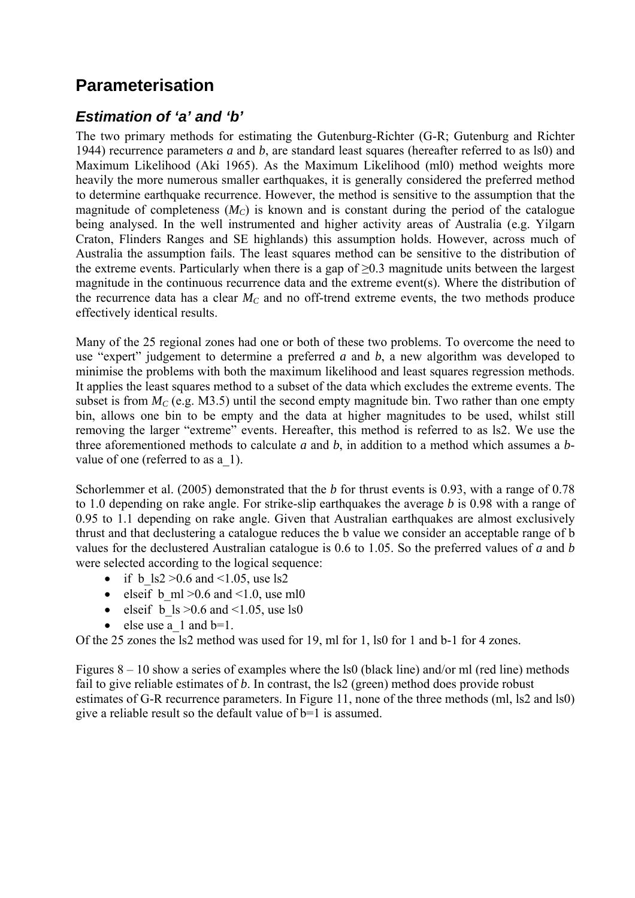## Parameterisation

### *Estimation of 'a' and 'b'*

The two primary methods for estimating the Gutenburg-Richter (G-R; Gutenburg and Richter 1944) recurrence parameters ***a*** and *b*, are standard least squares (hereafter referred to as ls0) and Maximum Likelihood (Aki 1965). As the Maximum Likelihood (ml0) method weights more heavily the more numerous smaller earthquakes, it is generally considered the preferred method to determine earthquake recurrence. However, the method is sensitive to the assumption that the magnitude of completeness ($M_C$) is known and is constant during the period of the catalogue being analysed. In the well instrumented and higher activity areas of Australia (e.g. Yilgarn Craton, Flinders Ranges and SE highlands) this assumption holds. However, across much of Australia the assumption fails. The least squares method can be sensitive to the distribution of the extreme events. Particularly when there is a gap of ≥0.3 magnitude units between the largest magnitude in the continuous recurrence data and the extreme event(s). Where the distribution of the recurrence data has a clear $M_C$ and no off-trend extreme events, the two methods produce effectively identical results.

Many of the 25 regional zones had one or both of these two problems. To overcome the need to use "expert" judgement to determine a preferred ***a*** and *b*, a new algorithm was developed to minimise the problems with both the maximum likelihood and least squares regression methods. It applies the least squares method to a subset of the data which excludes the extreme events. The subset is from $M_C$ (e.g. M3.5) until the second empty magnitude bin. Two rather than one empty bin, allows one bin to be empty and the data at higher magnitudes to be used, whilst still removing the larger "extreme" events. Hereafter, this method is referred to as ls2. We use the three aforementioned methods to calculate ***a*** and *b*, in addition to a method which assumes a *b*-value of one (referred to as a_1).

Schorlemmer et al. (2005) demonstrated that the *b* for thrust events is 0.93, with a range of 0.78 to 1.0 depending on rake angle. For strike-slip earthquakes the average *b* is 0.98 with a range of 0.95 to 1.1 depending on rake angle. Given that Australian earthquakes are almost exclusively thrust and that declustering a catalogue reduces the b value we consider an acceptable range of b values for the declustered Australian catalogue is 0.6 to 1.05. So the preferred values of ***a*** and *b* were selected according to the logical sequence:

- if b_ls2 >0.6 and <1.05, use ls2
- elseif b_ml >0.6 and <1.0, use ml0
- elseif b_ls >0.6 and <1.05, use ls0
- else use a_1 and b=1.

Of the 25 zones the ls2 method was used for 19, ml for 1, ls0 for 1 and b-1 for 4 zones.

Figures 8 – 10 show a series of examples where the ls0 (black line) and/or ml (red line) methods fail to give reliable estimates of *b*. In contrast, the ls2 (green) method does provide robust estimates of G-R recurrence parameters. In Figure 11, none of the three methods (ml, ls2 and ls0) give a reliable result so the default value of b=1 is assumed.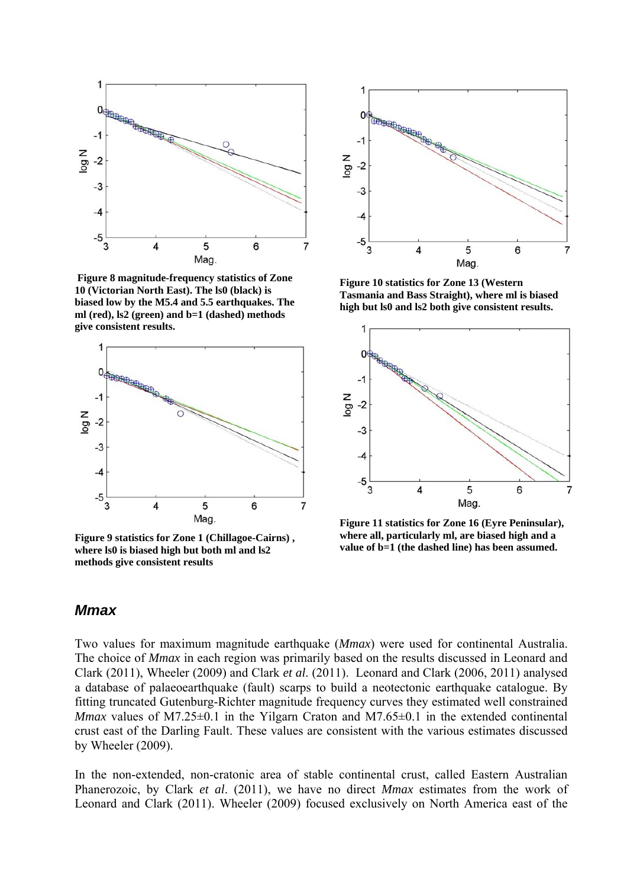**Figure 8 magnitude-frequency statistics of Zone 10 (Victorian North East). The ls0 (black) is biased low by the M5.4 and 5.5 earthquakes. The ml (red), ls2 (green) and b=1 (dashed) methods give consistent results.**

**Figure 10 statistics for Zone 13 (Western Tasmania and Bass Straight), where ml is biased high but ls0 and ls2 both give consistent results.**

**Figure 9 statistics for Zone 1 (Chillagoe-Cairns) , where ls0 is biased high but both ml and ls2 methods give consistent results**

**Figure 11 statistics for Zone 16 (Eyre Peninsular), where all, particularly ml, are biased high and a value of b=1 (the dashed line) has been assumed.**

## *Mmax*

Two values for maximum magnitude earthquake (*Mmax*) were used for continental Australia. The choice of *Mmax* in each region was primarily based on the results discussed in Leonard and Clark (2011), Wheeler (2009) and Clark *et al*. (2011). Leonard and Clark (2006, 2011) analysed a database of palaeoearthquake (fault) scarps to build a neotectonic earthquake catalogue. By fitting truncated Gutenburg-Richter magnitude frequency curves they estimated well constrained *Mmax* values of M7.25±0.1 in the Yilgarn Craton and M7.65±0.1 in the extended continental crust east of the Darling Fault. These values are consistent with the various estimates discussed by Wheeler (2009).

In the non-extended, non-cratonic area of stable continental crust, called Eastern Australian Phanerozoic, by Clark *et al*. (2011), we have no direct *Mmax* estimates from the work of Leonard and Clark (2011). Wheeler (2009) focused exclusively on North America east of the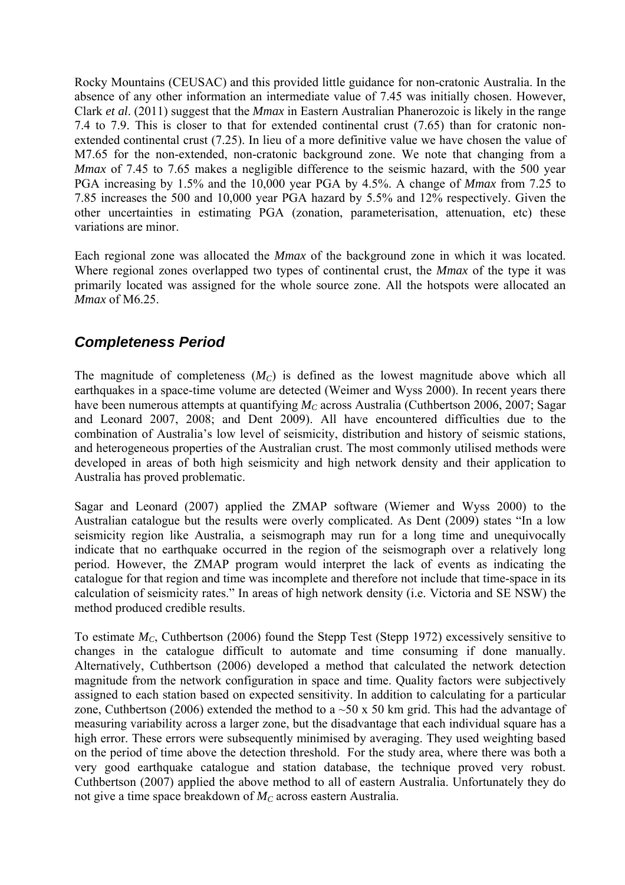Rocky Mountains (CEUSAC) and this provided little guidance for non-cratonic Australia. In the absence of any other information an intermediate value of 7.45 was initially chosen. However, Clark *et al*. (2011) suggest that the *Mmax* in Eastern Australian Phanerozoic is likely in the range 7.4 to 7.9. This is closer to that for extended continental crust (7.65) than for cratonic non-extended continental crust (7.25). In lieu of a more definitive value we have chosen the value of M7.65 for the non-extended, non-cratonic background zone. We note that changing from a *Mmax* of 7.45 to 7.65 makes a negligible difference to the seismic hazard, with the 500 year PGA increasing by 1.5% and the 10,000 year PGA by 4.5%. A change of *Mmax* from 7.25 to 7.85 increases the 500 and 10,000 year PGA hazard by 5.5% and 12% respectively. Given the other uncertainties in estimating PGA (zonation, parameterisation, attenuation, etc) these variations are minor.

Each regional zone was allocated the *Mmax* of the background zone in which it was located. Where regional zones overlapped two types of continental crust, the *Mmax* of the type it was primarily located was assigned for the whole source zone. All the hotspots were allocated an *Mmax* of M6.25.

## Completeness Period

The magnitude of completeness ($M_C$) is defined as the lowest magnitude above which all earthquakes in a space-time volume are detected (Weimer and Wyss 2000). In recent years there have been numerous attempts at quantifying $M_C$ across Australia (Cuthbertson 2006, 2007; Sagar and Leonard 2007, 2008; and Dent 2009). All have encountered difficulties due to the combination of Australia's low level of seismicity, distribution and history of seismic stations, and heterogeneous properties of the Australian crust. The most commonly utilised methods were developed in areas of both high seismicity and high network density and their application to Australia has proved problematic.

Sagar and Leonard (2007) applied the ZMAP software (Wiemer and Wyss 2000) to the Australian catalogue but the results were overly complicated. As Dent (2009) states "In a low seismicity region like Australia, a seismograph may run for a long time and unequivocally indicate that no earthquake occurred in the region of the seismograph over a relatively long period. However, the ZMAP program would interpret the lack of events as indicating the catalogue for that region and time was incomplete and therefore not include that time-space in its calculation of seismicity rates." In areas of high network density (i.e. Victoria and SE NSW) the method produced credible results.

To estimate $M_C$, Cuthbertson (2006) found the Stepp Test (Stepp 1972) excessively sensitive to changes in the catalogue difficult to automate and time consuming if done manually. Alternatively, Cuthbertson (2006) developed a method that calculated the network detection magnitude from the network configuration in space and time. Quality factors were subjectively assigned to each station based on expected sensitivity. In addition to calculating for a particular zone, Cuthbertson (2006) extended the method to a ~50 x 50 km grid. This had the advantage of measuring variability across a larger zone, but the disadvantage that each individual square has a high error. These errors were subsequently minimised by averaging. They used weighting based on the period of time above the detection threshold. For the study area, where there was both a very good earthquake catalogue and station database, the technique proved very robust. Cuthbertson (2007) applied the above method to all of eastern Australia. Unfortunately they do not give a time space breakdown of $M_C$ across eastern Australia.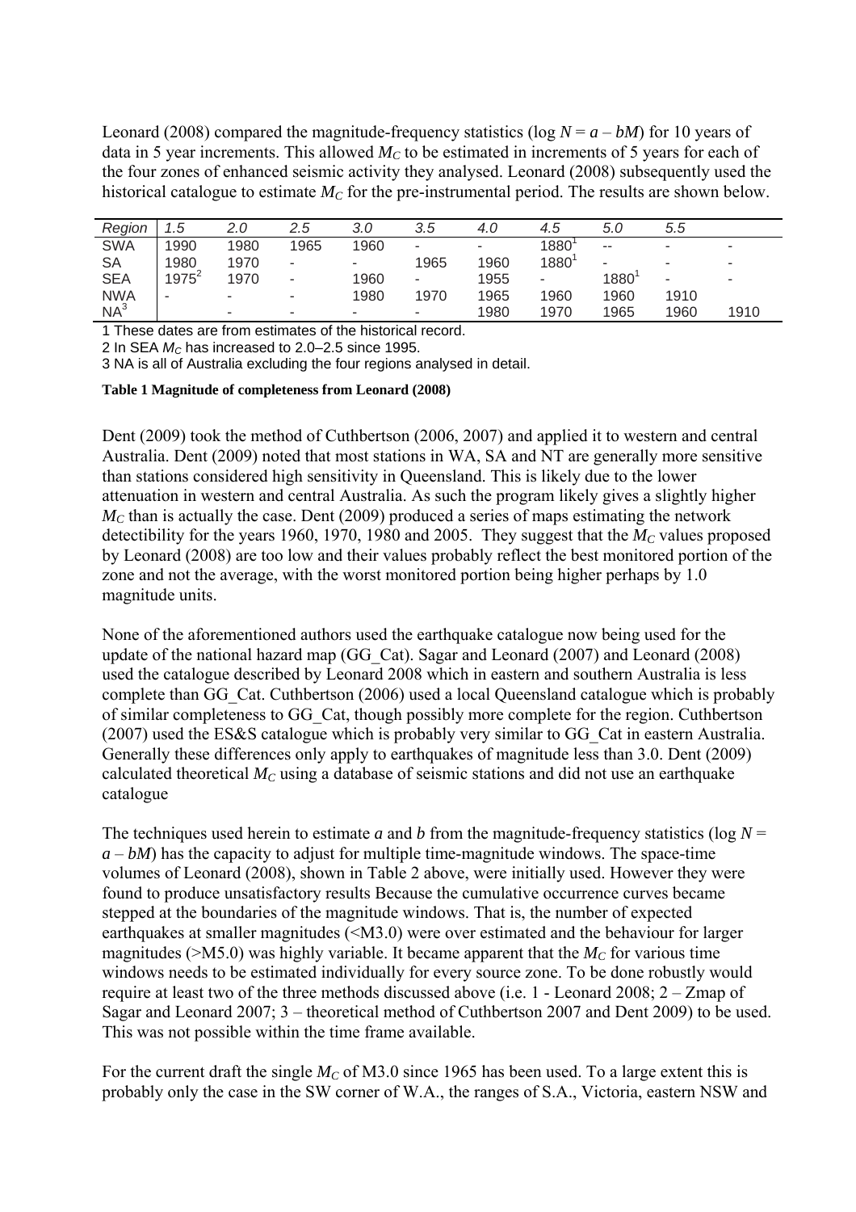Leonard (2008) compared the magnitude-frequency statistics ($\log N = a - bM$) for 10 years of data in 5 year increments. This allowed $M_C$ to be estimated in increments of 5 years for each of the four zones of enhanced seismic activity they analysed. Leonard (2008) subsequently used the historical catalogue to estimate $M_C$ for the pre-instrumental period. The results are shown below.

| *Region* | *1.5* | *2.0* | *2.5* | *3.0* | *3.5* | *4.0* | *4.5* | *5.0* | *5.5* | |
|---|---|---|---|---|---|---|---|---|---|---|
| SWA | 1990 | 1980 | 1965 | 1960 | - | - | 1880[1] | -- | - | - |
| SA | 1980 | 1970 | - | - | 1965 | 1960 | 1880[1] | - | - | - |
| SEA | 1975[2] | 1970 | - | 1960 | - | 1955 | - | 1880[1] | - | - |
| NWA | - | - | - | 1980 | 1970 | 1965 | 1960 | 1960 | 1910 | |
| NA[3] | | - | - | - | - | 1980 | 1970 | 1965 | 1960 | 1910 |

1 These dates are from estimates of the historical record.

2 In SEA $M_C$ has increased to 2.0–2.5 since 1995.

3 NA is all of Australia excluding the four regions analysed in detail.

**Table 1 Magnitude of completeness from Leonard (2008)**

Dent (2009) took the method of Cuthbertson (2006, 2007) and applied it to western and central Australia. Dent (2009) noted that most stations in WA, SA and NT are generally more sensitive than stations considered high sensitivity in Queensland. This is likely due to the lower attenuation in western and central Australia. As such the program likely gives a slightly higher $M_C$ than is actually the case. Dent (2009) produced a series of maps estimating the network detectibility for the years 1960, 1970, 1980 and 2005. They suggest that the $M_C$ values proposed by Leonard (2008) are too low and their values probably reflect the best monitored portion of the zone and not the average, with the worst monitored portion being higher perhaps by 1.0 magnitude units.

None of the aforementioned authors used the earthquake catalogue now being used for the update of the national hazard map (GG_Cat). Sagar and Leonard (2007) and Leonard (2008) used the catalogue described by Leonard 2008 which in eastern and southern Australia is less complete than GG_Cat. Cuthbertson (2006) used a local Queensland catalogue which is probably of similar completeness to GG_Cat, though possibly more complete for the region. Cuthbertson (2007) used the ES&S catalogue which is probably very similar to GG_Cat in eastern Australia. Generally these differences only apply to earthquakes of magnitude less than 3.0. Dent (2009) calculated theoretical $M_C$ using a database of seismic stations and did not use an earthquake catalogue

The techniques used herein to estimate *a* and *b* from the magnitude-frequency statistics ($\log N = a - bM$) has the capacity to adjust for multiple time-magnitude windows. The space-time volumes of Leonard (2008), shown in Table 2 above, were initially used. However they were found to produce unsatisfactory results Because the cumulative occurrence curves became stepped at the boundaries of the magnitude windows. That is, the number of expected earthquakes at smaller magnitudes (<M3.0) were over estimated and the behaviour for larger magnitudes (>M5.0) was highly variable. It became apparent that the $M_C$ for various time windows needs to be estimated individually for every source zone. To be done robustly would require at least two of the three methods discussed above (i.e. 1 - Leonard 2008; 2 – Zmap of Sagar and Leonard 2007; 3 – theoretical method of Cuthbertson 2007 and Dent 2009) to be used. This was not possible within the time frame available.

For the current draft the single $M_C$ of M3.0 since 1965 has been used. To a large extent this is probably only the case in the SW corner of W.A., the ranges of S.A., Victoria, eastern NSW and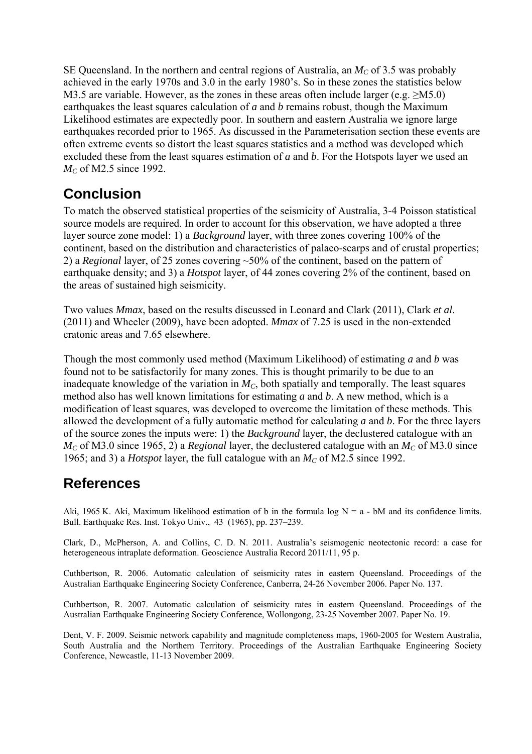SE Queensland. In the northern and central regions of Australia, an $M_C$ of 3.5 was probably achieved in the early 1970s and 3.0 in the early 1980's. So in these zones the statistics below M3.5 are variable. However, as the zones in these areas often include larger (e.g. ≥M5.0) earthquakes the least squares calculation of ***a*** and ***b*** remains robust, though the Maximum Likelihood estimates are expectedly poor. In southern and eastern Australia we ignore large earthquakes recorded prior to 1965. As discussed in the Parameterisation section these events are often extreme events so distort the least squares statistics and a method was developed which excluded these from the least squares estimation of ***a*** and ***b***. For the Hotspots layer we used an $M_C$ of M2.5 since 1992.

## Conclusion

To match the observed statistical properties of the seismicity of Australia, 3-4 Poisson statistical source models are required. In order to account for this observation, we have adopted a three layer source zone model: 1) a *Background* layer, with three zones covering 100% of the continent, based on the distribution and characteristics of palaeo-scarps and of crustal properties; 2) a *Regional* layer, of 25 zones covering ~50% of the continent, based on the pattern of earthquake density; and 3) a *Hotspot* layer, of 44 zones covering 2% of the continent, based on the areas of sustained high seismicity.

Two values *Mmax*, based on the results discussed in Leonard and Clark (2011), Clark *et al*. (2011) and Wheeler (2009), have been adopted. *Mmax* of 7.25 is used in the non-extended cratonic areas and 7.65 elsewhere.

Though the most commonly used method (Maximum Likelihood) of estimating ***a*** and ***b*** was found not to be satisfactorily for many zones. This is thought primarily to be due to an inadequate knowledge of the variation in $M_C$, both spatially and temporally. The least squares method also has well known limitations for estimating ***a*** and ***b***. A new method, which is a modification of least squares, was developed to overcome the limitation of these methods. This allowed the development of a fully automatic method for calculating ***a*** and ***b***. For the three layers of the source zones the inputs were: 1) the *Background* layer, the declustered catalogue with an $M_C$ of M3.0 since 1965, 2) a *Regional* layer, the declustered catalogue with an $M_C$ of M3.0 since 1965; and 3) a *Hotspot* layer, the full catalogue with an $M_C$ of M2.5 since 1992.

## References

Aki, 1965 K. Aki, Maximum likelihood estimation of b in the formula log N = a - bM and its confidence limits. Bull. Earthquake Res. Inst. Tokyo Univ., 43 (1965), pp. 237–239.

Clark, D., McPherson, A. and Collins, C. D. N. 2011. Australia's seismogenic neotectonic record: a case for heterogeneous intraplate deformation. Geoscience Australia Record 2011/11, 95 p.

Cuthbertson, R. 2006. Automatic calculation of seismicity rates in eastern Queensland. Proceedings of the Australian Earthquake Engineering Society Conference, Canberra, 24-26 November 2006. Paper No. 137.

Cuthbertson, R. 2007. Automatic calculation of seismicity rates in eastern Queensland. Proceedings of the Australian Earthquake Engineering Society Conference, Wollongong, 23-25 November 2007. Paper No. 19.

Dent, V. F. 2009. Seismic network capability and magnitude completeness maps, 1960-2005 for Western Australia, South Australia and the Northern Territory. Proceedings of the Australian Earthquake Engineering Society Conference, Newcastle, 11-13 November 2009.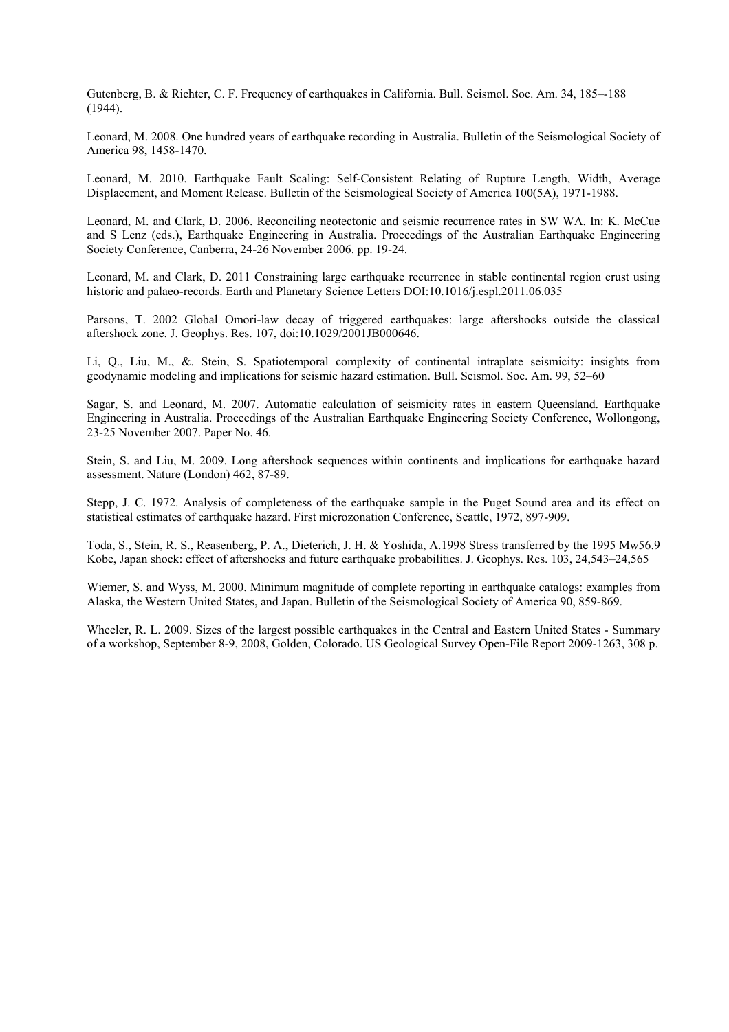Gutenberg, B. & Richter, C. F. Frequency of earthquakes in California. Bull. Seismol. Soc. Am. 34, 185–-188 (1944).

Leonard, M. 2008. One hundred years of earthquake recording in Australia. Bulletin of the Seismological Society of America 98, 1458-1470.

Leonard, M. 2010. Earthquake Fault Scaling: Self-Consistent Relating of Rupture Length, Width, Average Displacement, and Moment Release. Bulletin of the Seismological Society of America 100(5A), 1971-1988.

Leonard, M. and Clark, D. 2006. Reconciling neotectonic and seismic recurrence rates in SW WA. In: K. McCue and S Lenz (eds.), Earthquake Engineering in Australia. Proceedings of the Australian Earthquake Engineering Society Conference, Canberra, 24-26 November 2006. pp. 19-24.

Leonard, M. and Clark, D. 2011 Constraining large earthquake recurrence in stable continental region crust using historic and palaeo-records. Earth and Planetary Science Letters DOI:10.1016/j.espl.2011.06.035

Parsons, T. 2002 Global Omori-law decay of triggered earthquakes: large aftershocks outside the classical aftershock zone. J. Geophys. Res. 107, doi:10.1029/2001JB000646.

Li, Q., Liu, M., &. Stein, S. Spatiotemporal complexity of continental intraplate seismicity: insights from geodynamic modeling and implications for seismic hazard estimation. Bull. Seismol. Soc. Am. 99, 52–60

Sagar, S. and Leonard, M. 2007. Automatic calculation of seismicity rates in eastern Queensland. Earthquake Engineering in Australia. Proceedings of the Australian Earthquake Engineering Society Conference, Wollongong, 23-25 November 2007. Paper No. 46.

Stein, S. and Liu, M. 2009. Long aftershock sequences within continents and implications for earthquake hazard assessment. Nature (London) 462, 87-89.

Stepp, J. C. 1972. Analysis of completeness of the earthquake sample in the Puget Sound area and its effect on statistical estimates of earthquake hazard. First microzonation Conference, Seattle, 1972, 897-909.

Toda, S., Stein, R. S., Reasenberg, P. A., Dieterich, J. H. & Yoshida, A.1998 Stress transferred by the 1995 Mw56.9 Kobe, Japan shock: effect of aftershocks and future earthquake probabilities. J. Geophys. Res. 103, 24,543–24,565

Wiemer, S. and Wyss, M. 2000. Minimum magnitude of complete reporting in earthquake catalogs: examples from Alaska, the Western United States, and Japan. Bulletin of the Seismological Society of America 90, 859-869.

Wheeler, R. L. 2009. Sizes of the largest possible earthquakes in the Central and Eastern United States - Summary of a workshop, September 8-9, 2008, Golden, Colorado. US Geological Survey Open-File Report 2009-1263, 308 p.